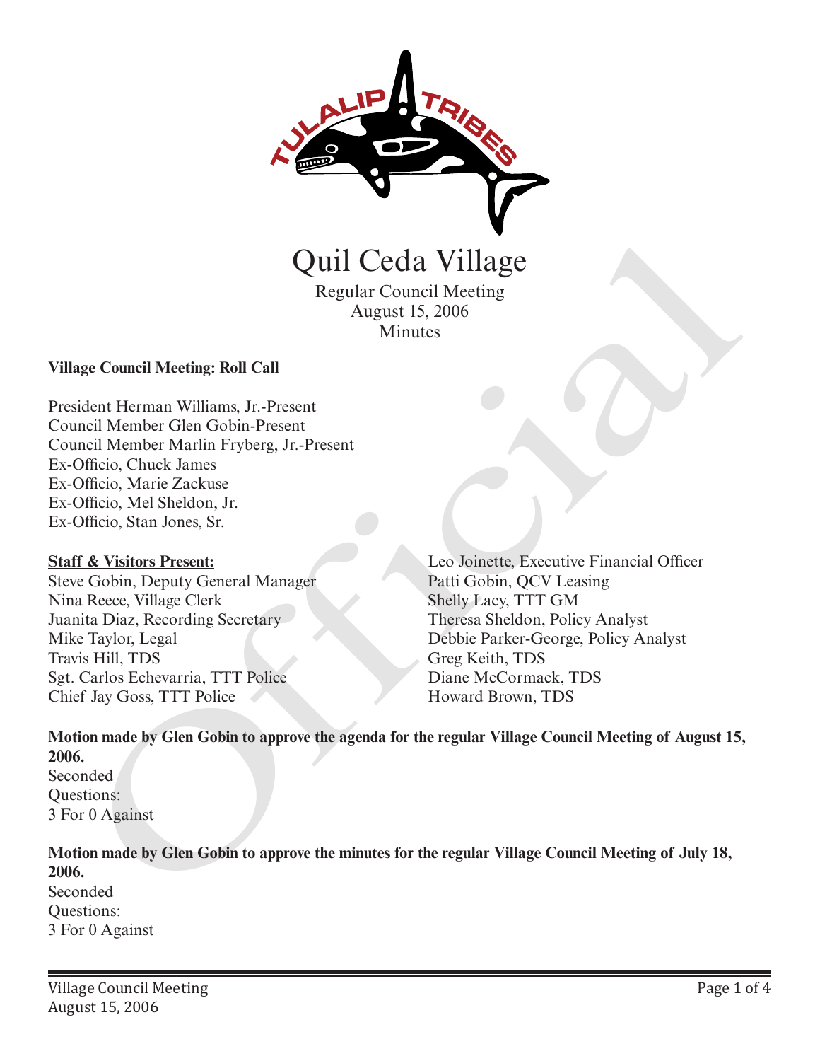# Quil Ceda Village

Regular Council Meeting
August 15, 2006
Minutes

**Village Council Meeting: Roll Call**

President Herman Williams, Jr.-Present
Council Member Glen Gobin-Present
Council Member Marlin Fryberg, Jr.-Present
Ex-Officio, Chuck James
Ex-Officio, Marie Zackuse
Ex-Officio, Mel Sheldon, Jr.
Ex-Officio, Stan Jones, Sr.

**Staff & Visitors Present:**

Steve Gobin, Deputy General Manager
Nina Reece, Village Clerk
Juanita Diaz, Recording Secretary
Mike Taylor, Legal
Travis Hill, TDS
Sgt. Carlos Echevarria, TTT Police
Chief Jay Goss, TTT Police
Leo Joinette, Executive Financial Officer
Patti Gobin, QCV Leasing
Shelly Lacy, TTT GM
Theresa Sheldon, Policy Analyst
Debbie Parker-George, Policy Analyst
Greg Keith, TDS
Diane McCormack, TDS
Howard Brown, TDS

**Motion made by Glen Gobin to approve the agenda for the regular Village Council Meeting of August 15, 2006.**
Seconded
Questions:
3 For 0 Against

**Motion made by Glen Gobin to approve the minutes for the regular Village Council Meeting of July 18, 2006.**
Seconded
Questions:
3 For 0 Against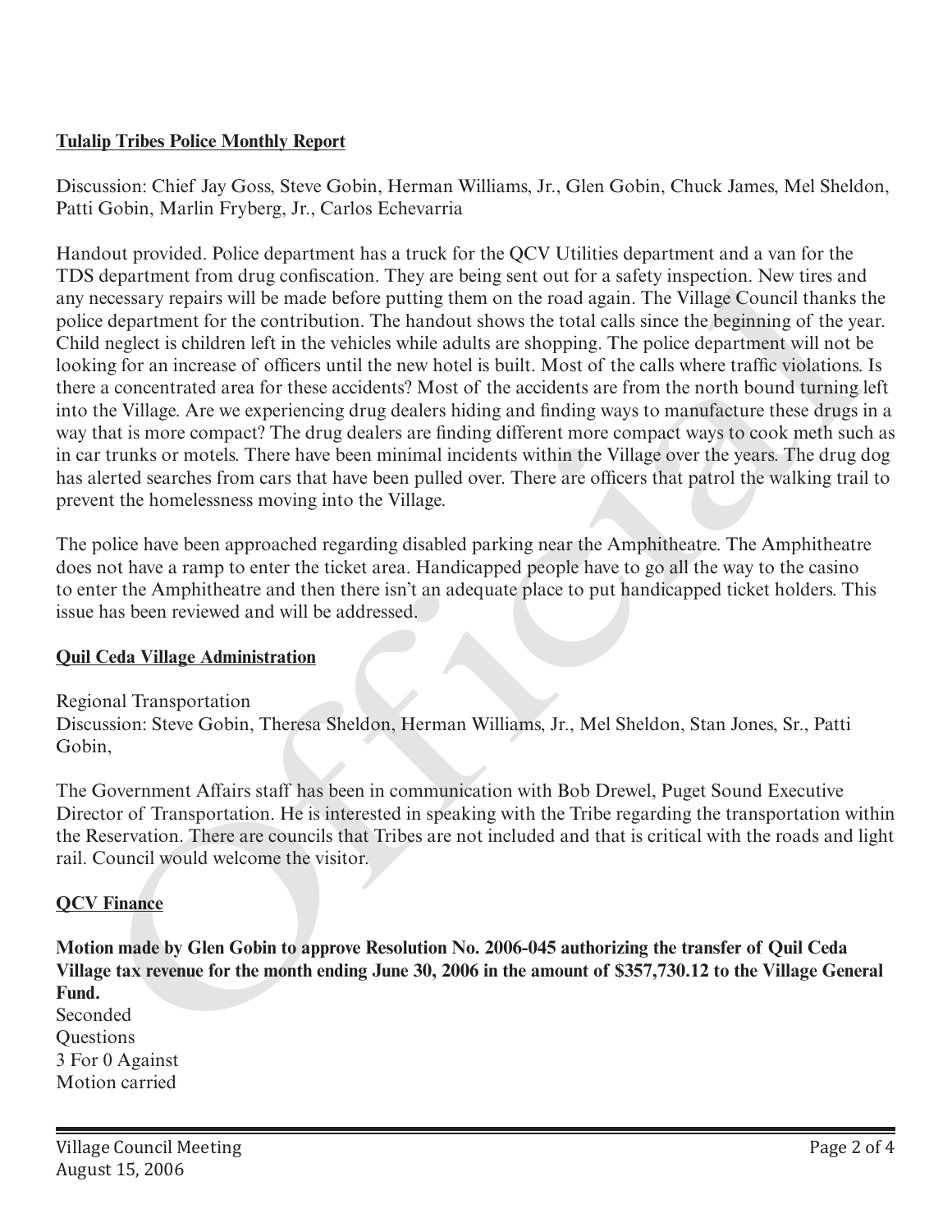**Tulalip Tribes Police Monthly Report**

Discussion: Chief Jay Goss, Steve Gobin, Herman Williams, Jr., Glen Gobin, Chuck James, Mel Sheldon, Patti Gobin, Marlin Fryberg, Jr., Carlos Echevarria

Handout provided. Police department has a truck for the QCV Utilities department and a van for the TDS department from drug confiscation. They are being sent out for a safety inspection. New tires and any necessary repairs will be made before putting them on the road again. The Village Council thanks the police department for the contribution. The handout shows the total calls since the beginning of the year. Child neglect is children left in the vehicles while adults are shopping. The police department will not be looking for an increase of officers until the new hotel is built. Most of the calls where traffic violations. Is there a concentrated area for these accidents? Most of the accidents are from the north bound turning left into the Village. Are we experiencing drug dealers hiding and finding ways to manufacture these drugs in a way that is more compact? The drug dealers are finding different more compact ways to cook meth such as in car trunks or motels. There have been minimal incidents within the Village over the years. The drug dog has alerted searches from cars that have been pulled over. There are officers that patrol the walking trail to prevent the homelessness moving into the Village.

The police have been approached regarding disabled parking near the Amphitheatre. The Amphitheatre does not have a ramp to enter the ticket area. Handicapped people have to go all the way to the casino to enter the Amphitheatre and then there isn't an adequate place to put handicapped ticket holders. This issue has been reviewed and will be addressed.

**Quil Ceda Village Administration**

Regional Transportation
Discussion: Steve Gobin, Theresa Sheldon, Herman Williams, Jr., Mel Sheldon, Stan Jones, Sr., Patti Gobin,

The Government Affairs staff has been in communication with Bob Drewel, Puget Sound Executive Director of Transportation. He is interested in speaking with the Tribe regarding the transportation within the Reservation. There are councils that Tribes are not included and that is critical with the roads and light rail. Council would welcome the visitor.

**QCV Finance**

**Motion made by Glen Gobin to approve Resolution No. 2006-045 authorizing the transfer of Quil Ceda Village tax revenue for the month ending June 30, 2006 in the amount of $357,730.12 to the Village General Fund.**
Seconded
Questions
3 For 0 Against
Motion carried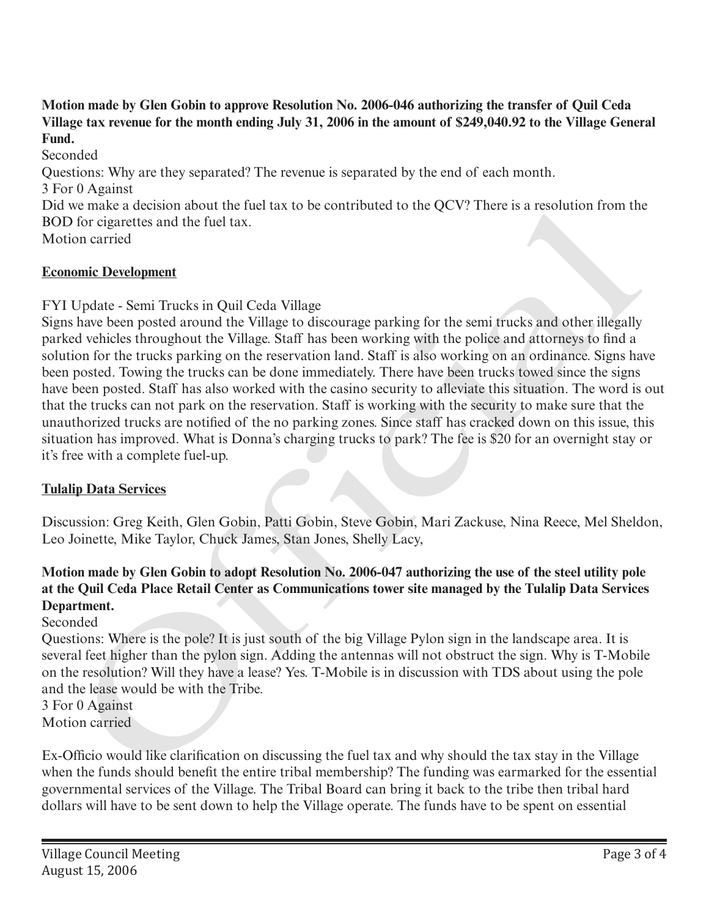**Motion made by Glen Gobin to approve Resolution No. 2006-046 authorizing the transfer of Quil Ceda Village tax revenue for the month ending July 31, 2006 in the amount of $249,040.92 to the Village General Fund.**

Seconded

Questions: Why are they separated? The revenue is separated by the end of each month.

3 For 0 Against

Did we make a decision about the fuel tax to be contributed to the QCV? There is a resolution from the BOD for cigarettes and the fuel tax.

Motion carried

**Economic Development**

FYI Update - Semi Trucks in Quil Ceda Village

Signs have been posted around the Village to discourage parking for the semi trucks and other illegally parked vehicles throughout the Village. Staff has been working with the police and attorneys to find a solution for the trucks parking on the reservation land. Staff is also working on an ordinance. Signs have been posted. Towing the trucks can be done immediately. There have been trucks towed since the signs have been posted. Staff has also worked with the casino security to alleviate this situation. The word is out that the trucks can not park on the reservation. Staff is working with the security to make sure that the unauthorized trucks are notified of the no parking zones. Since staff has cracked down on this issue, this situation has improved. What is Donna's charging trucks to park? The fee is $20 for an overnight stay or it's free with a complete fuel-up.

**Tulalip Data Services**

Discussion: Greg Keith, Glen Gobin, Patti Gobin, Steve Gobin, Mari Zackuse, Nina Reece, Mel Sheldon, Leo Joinette, Mike Taylor, Chuck James, Stan Jones, Shelly Lacy,

**Motion made by Glen Gobin to adopt Resolution No. 2006-047 authorizing the use of the steel utility pole at the Quil Ceda Place Retail Center as Communications tower site managed by the Tulalip Data Services Department.**

Seconded

Questions: Where is the pole? It is just south of the big Village Pylon sign in the landscape area. It is several feet higher than the pylon sign. Adding the antennas will not obstruct the sign. Why is T-Mobile on the resolution? Will they have a lease? Yes. T-Mobile is in discussion with TDS about using the pole and the lease would be with the Tribe.

3 For 0 Against

Motion carried

Ex-Officio would like clarification on discussing the fuel tax and why should the tax stay in the Village when the funds should benefit the entire tribal membership? The funding was earmarked for the essential governmental services of the Village. The Tribal Board can bring it back to the tribe then tribal hard dollars will have to be sent down to help the Village operate. The funds have to be spent on essential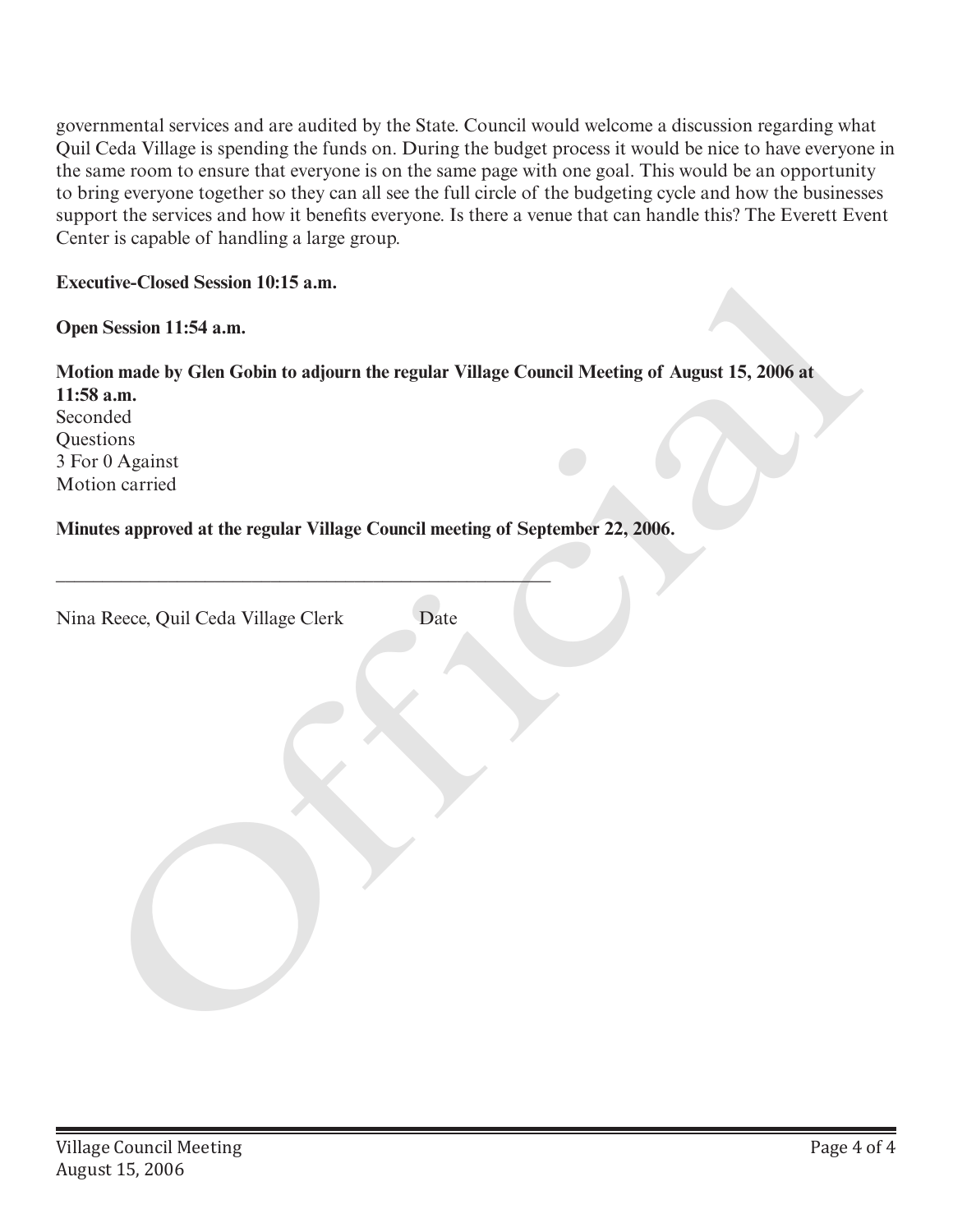governmental services and are audited by the State. Council would welcome a discussion regarding what Quil Ceda Village is spending the funds on. During the budget process it would be nice to have everyone in the same room to ensure that everyone is on the same page with one goal. This would be an opportunity to bring everyone together so they can all see the full circle of the budgeting cycle and how the businesses support the services and how it benefits everyone. Is there a venue that can handle this? The Everett Event Center is capable of handling a large group.

**Executive-Closed Session 10:15 a.m.**

**Open Session 11:54 a.m.**

**Motion made by Glen Gobin to adjourn the regular Village Council Meeting of August 15, 2006 at 11:58 a.m.**
Seconded
Questions
3 For 0 Against
Motion carried

**Minutes approved at the regular Village Council meeting of September 22, 2006.**

\_\_\_\_\_\_\_\_\_\_\_\_\_\_\_\_\_\_\_\_\_\_\_\_\_\_\_\_\_\_\_\_\_\_\_\_\_\_\_\_\_\_\_\_\_\_\_\_\_\_\_\_

Nina Reece, Quil Ceda Village Clerk          Date